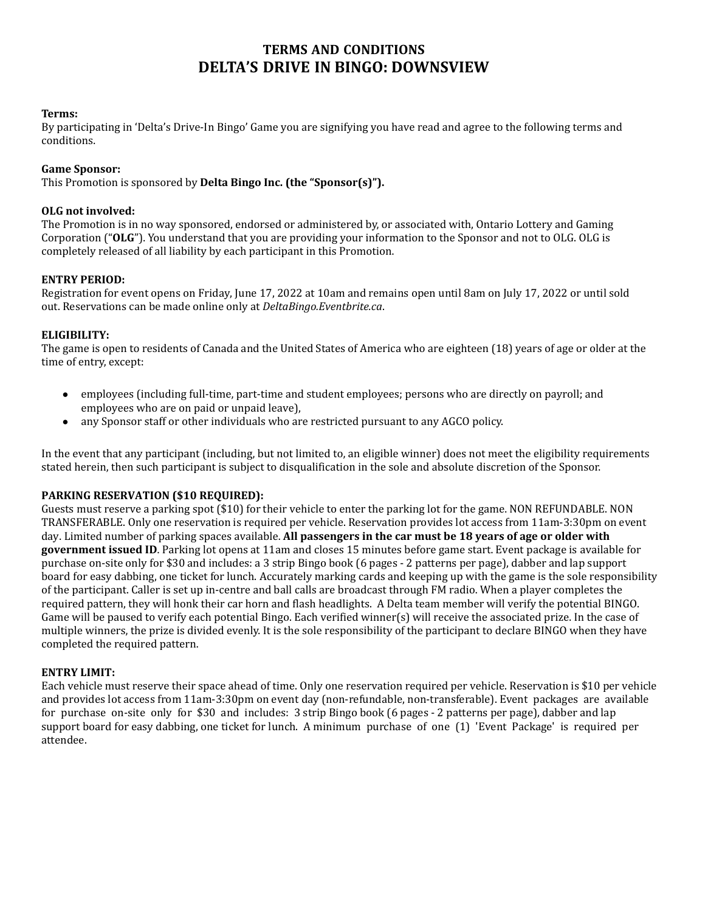# TERMS AND CONDITIONS
# DELTA'S DRIVE IN BINGO: DOWNSVIEW

**Terms:**
By participating in 'Delta's Drive-In Bingo' Game you are signifying you have read and agree to the following terms and conditions.

**Game Sponsor:**
This Promotion is sponsored by **Delta Bingo Inc. (the "Sponsor(s)").**

**OLG not involved:**
The Promotion is in no way sponsored, endorsed or administered by, or associated with, Ontario Lottery and Gaming Corporation ("**OLG**"). You understand that you are providing your information to the Sponsor and not to OLG. OLG is completely released of all liability by each participant in this Promotion.

**ENTRY PERIOD:**
Registration for event opens on Friday, June 17, 2022 at 10am and remains open until 8am on July 17, 2022 or until sold out. Reservations can be made online only at *DeltaBingo.Eventbrite.ca*.

**ELIGIBILITY:**
The game is open to residents of Canada and the United States of America who are eighteen (18) years of age or older at the time of entry, except:

- employees (including full-time, part-time and student employees; persons who are directly on payroll; and employees who are on paid or unpaid leave),
- any Sponsor staff or other individuals who are restricted pursuant to any AGCO policy.

In the event that any participant (including, but not limited to, an eligible winner) does not meet the eligibility requirements stated herein, then such participant is subject to disqualification in the sole and absolute discretion of the Sponsor.

**PARKING RESERVATION ($10 REQUIRED):**
Guests must reserve a parking spot ($10) for their vehicle to enter the parking lot for the game. NON REFUNDABLE. NON TRANSFERABLE. Only one reservation is required per vehicle. Reservation provides lot access from 11am-3:30pm on event day. Limited number of parking spaces available. **All passengers in the car must be 18 years of age or older with government issued ID**. Parking lot opens at 11am and closes 15 minutes before game start. Event package is available for purchase on-site only for $30 and includes: a 3 strip Bingo book (6 pages - 2 patterns per page), dabber and lap support board for easy dabbing, one ticket for lunch. Accurately marking cards and keeping up with the game is the sole responsibility of the participant. Caller is set up in-centre and ball calls are broadcast through FM radio. When a player completes the required pattern, they will honk their car horn and flash headlights. A Delta team member will verify the potential BINGO. Game will be paused to verify each potential Bingo. Each verified winner(s) will receive the associated prize. In the case of multiple winners, the prize is divided evenly. It is the sole responsibility of the participant to declare BINGO when they have completed the required pattern.

**ENTRY LIMIT:**
Each vehicle must reserve their space ahead of time. Only one reservation required per vehicle. Reservation is $10 per vehicle and provides lot access from 11am-3:30pm on event day (non-refundable, non-transferable). Event packages are available for purchase on-site only for $30 and includes: 3 strip Bingo book (6 pages - 2 patterns per page), dabber and lap support board for easy dabbing, one ticket for lunch. A minimum purchase of one (1) 'Event Package' is required per attendee.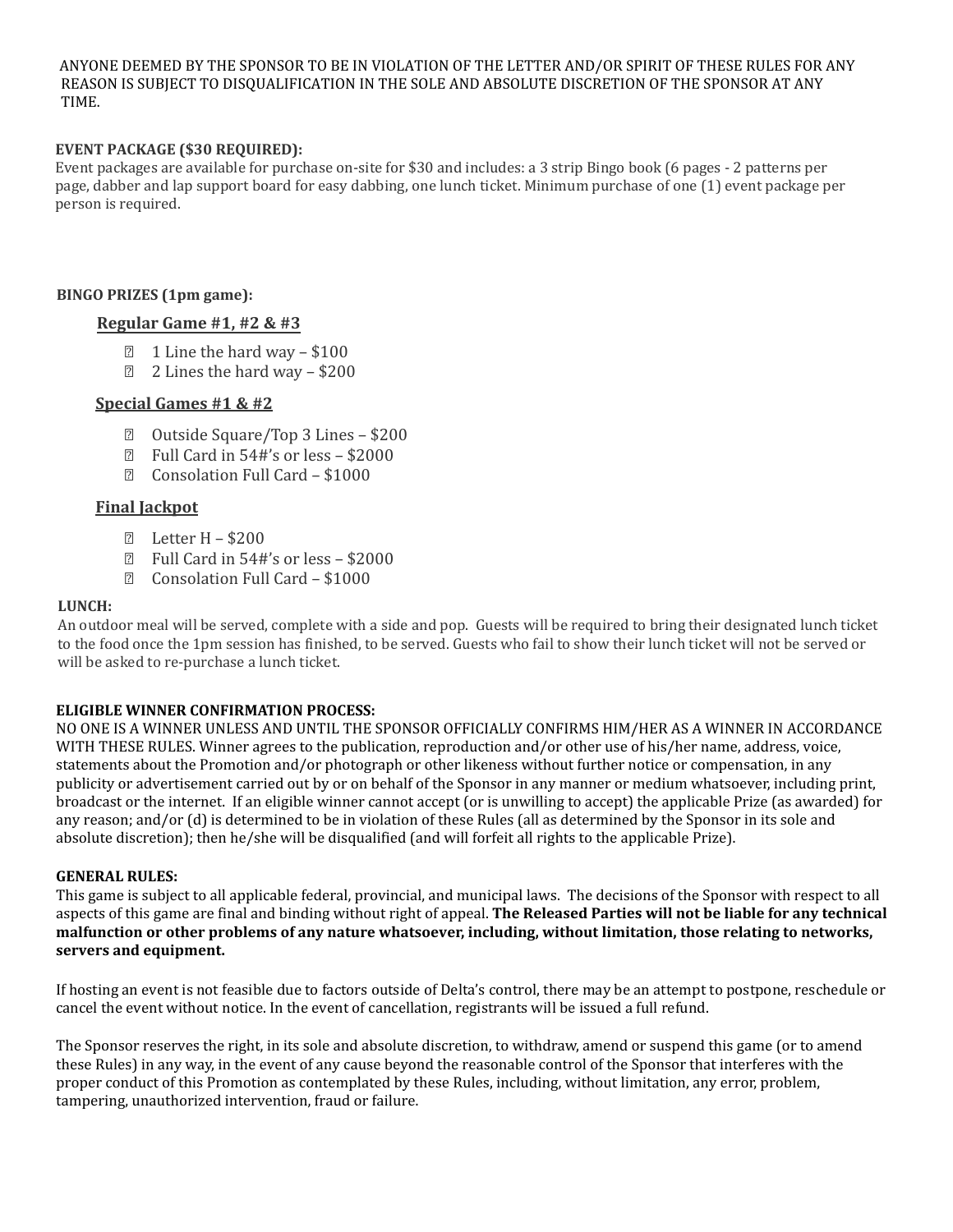ANYONE DEEMED BY THE SPONSOR TO BE IN VIOLATION OF THE LETTER AND/OR SPIRIT OF THESE RULES FOR ANY REASON IS SUBJECT TO DISQUALIFICATION IN THE SOLE AND ABSOLUTE DISCRETION OF THE SPONSOR AT ANY TIME.

**EVENT PACKAGE ($30 REQUIRED):**

Event packages are available for purchase on-site for $30 and includes: a 3 strip Bingo book (6 pages - 2 patterns per page, dabber and lap support board for easy dabbing, one lunch ticket. Minimum purchase of one (1) event package per person is required.

**BINGO PRIZES (1pm game):**

**Regular Game #1, #2 & #3**

- 1 Line the hard way – $100
- 2 Lines the hard way – $200

**Special Games #1 & #2**

- Outside Square/Top 3 Lines – $200
- Full Card in 54#'s or less – $2000
- Consolation Full Card – $1000

**Final Jackpot**

- Letter H – $200
- Full Card in 54#'s or less – $2000
- Consolation Full Card – $1000

**LUNCH:**

An outdoor meal will be served, complete with a side and pop. Guests will be required to bring their designated lunch ticket to the food once the 1pm session has finished, to be served. Guests who fail to show their lunch ticket will not be served or will be asked to re-purchase a lunch ticket.

**ELIGIBLE WINNER CONFIRMATION PROCESS:**

NO ONE IS A WINNER UNLESS AND UNTIL THE SPONSOR OFFICIALLY CONFIRMS HIM/HER AS A WINNER IN ACCORDANCE WITH THESE RULES. Winner agrees to the publication, reproduction and/or other use of his/her name, address, voice, statements about the Promotion and/or photograph or other likeness without further notice or compensation, in any publicity or advertisement carried out by or on behalf of the Sponsor in any manner or medium whatsoever, including print, broadcast or the internet. If an eligible winner cannot accept (or is unwilling to accept) the applicable Prize (as awarded) for any reason; and/or (d) is determined to be in violation of these Rules (all as determined by the Sponsor in its sole and absolute discretion); then he/she will be disqualified (and will forfeit all rights to the applicable Prize).

**GENERAL RULES:**

This game is subject to all applicable federal, provincial, and municipal laws. The decisions of the Sponsor with respect to all aspects of this game are final and binding without right of appeal. **The Released Parties will not be liable for any technical malfunction or other problems of any nature whatsoever, including, without limitation, those relating to networks, servers and equipment.**

If hosting an event is not feasible due to factors outside of Delta's control, there may be an attempt to postpone, reschedule or cancel the event without notice. In the event of cancellation, registrants will be issued a full refund.

The Sponsor reserves the right, in its sole and absolute discretion, to withdraw, amend or suspend this game (or to amend these Rules) in any way, in the event of any cause beyond the reasonable control of the Sponsor that interferes with the proper conduct of this Promotion as contemplated by these Rules, including, without limitation, any error, problem, tampering, unauthorized intervention, fraud or failure.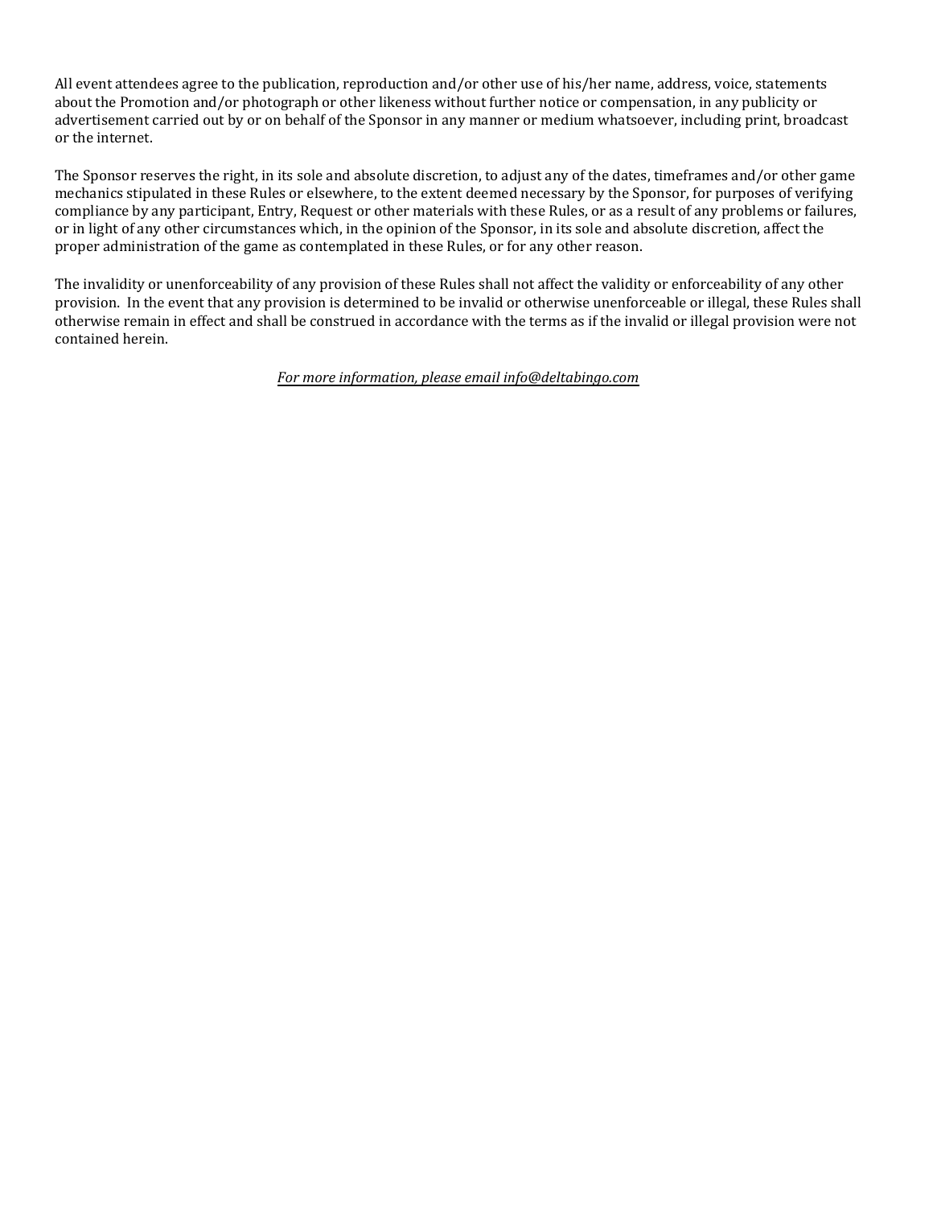All event attendees agree to the publication, reproduction and/or other use of his/her name, address, voice, statements about the Promotion and/or photograph or other likeness without further notice or compensation, in any publicity or advertisement carried out by or on behalf of the Sponsor in any manner or medium whatsoever, including print, broadcast or the internet.

The Sponsor reserves the right, in its sole and absolute discretion, to adjust any of the dates, timeframes and/or other game mechanics stipulated in these Rules or elsewhere, to the extent deemed necessary by the Sponsor, for purposes of verifying compliance by any participant, Entry, Request or other materials with these Rules, or as a result of any problems or failures, or in light of any other circumstances which, in the opinion of the Sponsor, in its sole and absolute discretion, affect the proper administration of the game as contemplated in these Rules, or for any other reason.

The invalidity or unenforceability of any provision of these Rules shall not affect the validity or enforceability of any other provision. In the event that any provision is determined to be invalid or otherwise unenforceable or illegal, these Rules shall otherwise remain in effect and shall be construed in accordance with the terms as if the invalid or illegal provision were not contained herein.

*For more information, please email info@deltabingo.com*